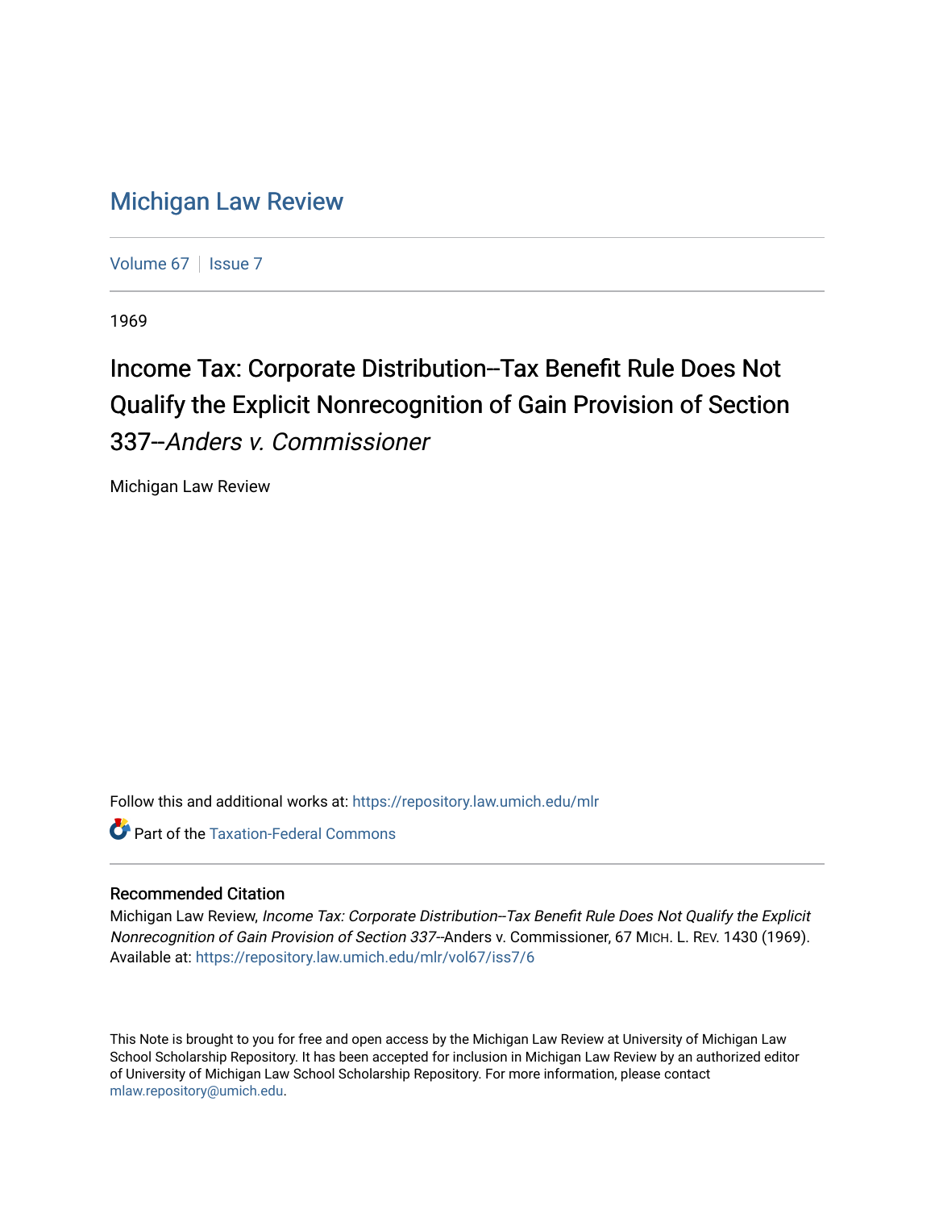# Michigan Law Review

Volume 67 | Issue 7

1969

## Income Tax: Corporate Distribution--Tax Benefit Rule Does Not Qualify the Explicit Nonrecognition of Gain Provision of Section 337--*Anders v. Commissioner*

Michigan Law Review

Follow this and additional works at: https://repository.law.umich.edu/mlr

Part of the Taxation-Federal Commons

### Recommended Citation

Michigan Law Review, *Income Tax: Corporate Distribution--Tax Benefit Rule Does Not Qualify the Explicit Nonrecognition of Gain Provision of Section 337--*Anders v. Commissioner, 67 MICH. L. REV. 1430 (1969).
Available at: https://repository.law.umich.edu/mlr/vol67/iss7/6

This Note is brought to you for free and open access by the Michigan Law Review at University of Michigan Law School Scholarship Repository. It has been accepted for inclusion in Michigan Law Review by an authorized editor of University of Michigan Law School Scholarship Repository. For more information, please contact mlaw.repository@umich.edu.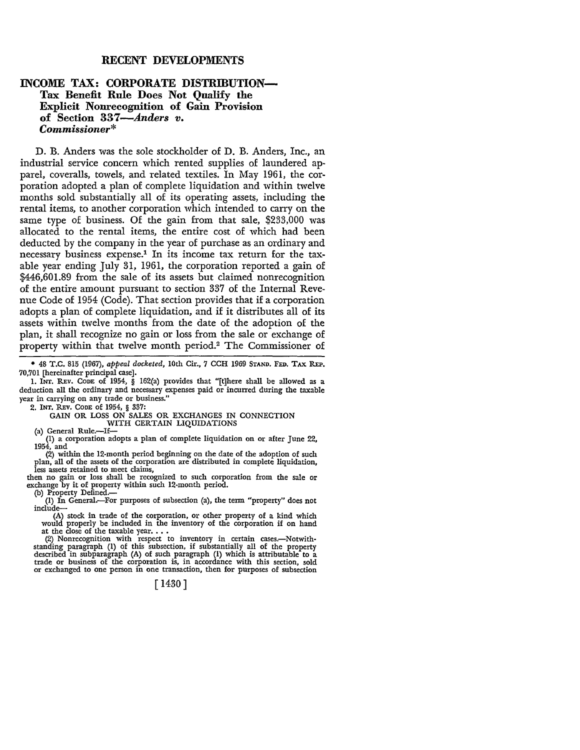## RECENT DEVELOPMENTS

### INCOME TAX: CORPORATE DISTRIBUTION—Tax Benefit Rule Does Not Qualify the Explicit Nonrecognition of Gain Provision of Section 337—*Anders v. Commissioner**

D. B. Anders was the sole stockholder of D. B. Anders, Inc., an industrial service concern which rented supplies of laundered apparel, coveralls, towels, and related textiles. In May 1961, the corporation adopted a plan of complete liquidation and within twelve months sold substantially all of its operating assets, including the rental items, to another corporation which intended to carry on the same type of business. Of the gain from that sale, $233,000 was allocated to the rental items, the entire cost of which had been deducted by the company in the year of purchase as an ordinary and necessary business expense.[1] In its income tax return for the taxable year ending July 31, 1961, the corporation reported a gain of $446,601.89 from the sale of its assets but claimed nonrecognition of the entire amount pursuant to section 337 of the Internal Revenue Code of 1954 (Code). That section provides that if a corporation adopts a plan of complete liquidation, and if it distributes all of its assets within twelve months from the date of the adoption of the plan, it shall recognize no gain or loss from the sale or exchange of property within that twelve month period.[2] The Commissioner of

---

\* 48 T.C. 815 (1967), *appeal docketed*, 10th Cir., 7 CCH 1969 STAND. FED. TAX REP. 70,701 [hereinafter principal case].

1. INT. REV. CODE of 1954, § 162(a) provides that "[t]here shall be allowed as a deduction all the ordinary and necessary expenses paid or incurred during the taxable year in carrying on any trade or business."

2. INT. REV. CODE of 1954, § 337:

GAIN OR LOSS ON SALES OR EXCHANGES IN CONNECTION WITH CERTAIN LIQUIDATIONS

(a) General Rule.—If—

(1) a corporation adopts a plan of complete liquidation on or after June 22, 1954, and

(2) within the 12-month period beginning on the date of the adoption of such plan, all of the assets of the corporation are distributed in complete liquidation, less assets retained to meet claims,

then no gain or loss shall be recognized to such corporation from the sale or exchange by it of property within such 12-month period.

(b) Property Defined.—

(1) In General.—For purposes of subsection (a), the term "property" does not include—

(A) stock in trade of the corporation, or other property of a kind which would properly be included in the inventory of the corporation if on hand at the close of the taxable year. . . .

(2) Nonrecognition with respect to inventory in certain cases.—Notwithstanding paragraph (1) of this subsection, if substantially all of the property described in subparagraph (A) of such paragraph (1) which is attributable to a trade or business of the corporation is, in accordance with this section, sold or exchanged to one person in one transaction, then for purposes of subsection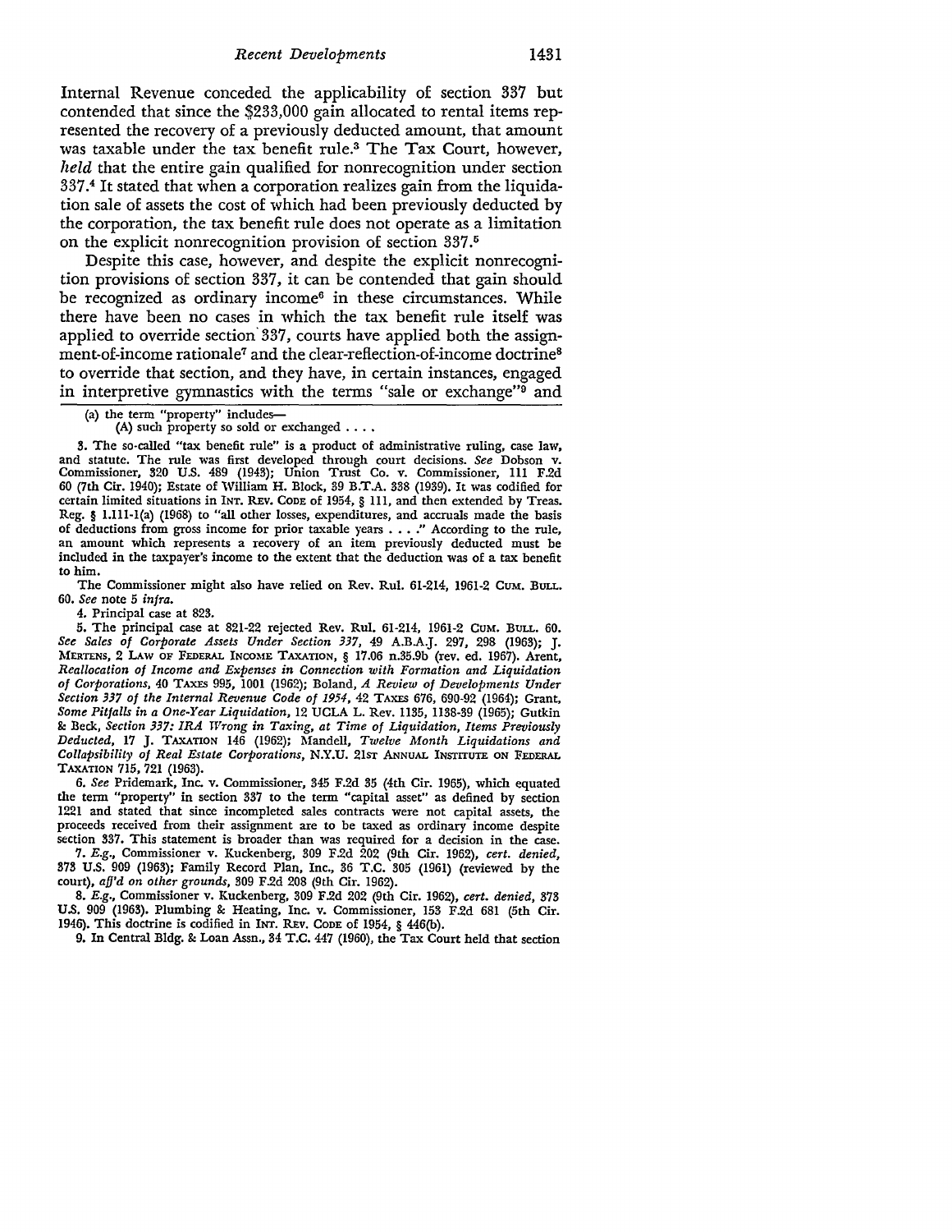Internal Revenue conceded the applicability of section 337 but contended that since the $233,000 gain allocated to rental items represented the recovery of a previously deducted amount, that amount was taxable under the tax benefit rule.[3] The Tax Court, however, *held* that the entire gain qualified for nonrecognition under section 337.[4] It stated that when a corporation realizes gain from the liquidation sale of assets the cost of which had been previously deducted by the corporation, the tax benefit rule does not operate as a limitation on the explicit nonrecognition provision of section 337.[5]

Despite this case, however, and despite the explicit nonrecognition provisions of section 337, it can be contended that gain should be recognized as ordinary income[6] in these circumstances. While there have been no cases in which the tax benefit rule itself was applied to override section 337, courts have applied both the assignment-of-income rationale[7] and the clear-reflection-of-income doctrine[8] to override that section, and they have, in certain instances, engaged in interpretive gymnastics with the terms "sale or exchange"[9] and

(a) the term "property" includes—
(A) such property so sold or exchanged . . . .

3. The so-called "tax benefit rule" is a product of administrative ruling, case law, and statute. The rule was first developed through court decisions. *See* Dobson v. Commissioner, 320 U.S. 489 (1943); Union Trust Co. v. Commissioner, 111 F.2d 60 (7th Cir. 1940); Estate of William H. Block, 39 B.T.A. 338 (1939). It was codified for certain limited situations in INT. REV. CODE of 1954, § 111, and then extended by Treas. Reg. § 1.111-1(a) (1968) to "all other losses, expenditures, and accruals made the basis of deductions from gross income for prior taxable years . . . ." According to the rule, an amount which represents a recovery of an item previously deducted must be included in the taxpayer's income to the extent that the deduction was of a tax benefit to him.

The Commissioner might also have relied on Rev. Rul. 61-214, 1961-2 CUM. BULL. 60. *See* note 5 *infra.*

4. Principal case at 823.

5. The principal case at 821-22 rejected Rev. Rul. 61-214, 1961-2 CUM. BULL. 60. *See Sales of Corporate Assets Under Section 337*, 49 A.B.A.J. 297, 298 (1963); J. MERTENS, 2 LAW OF FEDERAL INCOME TAXATION, § 17.06 n.35.9b (rev. ed. 1967). Arent, *Reallocation of Income and Expenses in Connection with Formation and Liquidation of Corporations*, 40 TAXES 995, 1001 (1962); Boland, *A Review of Developments Under Section 337 of the Internal Revenue Code of 1954*, 42 TAXES 676, 690-92 (1964); Grant, *Some Pitfalls in a One-Year Liquidation*, 12 UCLA L. Rev. 1135, 1138-39 (1965); Gutkin & Beck, *Section 337: IRA Wrong in Taxing, at Time of Liquidation, Items Previously Deducted*, 17 J. TAXATION 146 (1962); Mandell, *Twelve Month Liquidations and Collapsibility of Real Estate Corporations*, N.Y.U. 21ST ANNUAL INSTITUTE ON FEDERAL TAXATION 715, 721 (1963).

6. *See* Pridemark, Inc. v. Commissioner, 345 F.2d 35 (4th Cir. 1965), which equated the term "property" in section 337 to the term "capital asset" as defined by section 1221 and stated that since incompleted sales contracts were not capital assets, the proceeds received from their assignment are to be taxed as ordinary income despite section 337. This statement is broader than was required for a decision in the case.

7. *E.g.*, Commissioner v. Kuckenberg, 309 F.2d 202 (9th Cir. 1962), *cert. denied*, 373 U.S. 909 (1963); Family Record Plan, Inc., 36 T.C. 305 (1961) (reviewed by the court), *aff'd on other grounds*, 309 F.2d 208 (9th Cir. 1962).

8. *E.g.*, Commissioner v. Kuckenberg, 309 F.2d 202 (9th Cir. 1962), *cert. denied*, 373 U.S. 909 (1963). Plumbing & Heating, Inc. v. Commissioner, 153 F.2d 681 (5th Cir. 1946). This doctrine is codified in INT. REV. CODE of 1954, § 446(b).

9. In Central Bldg. & Loan Assn., 34 T.C. 447 (1960), the Tax Court held that section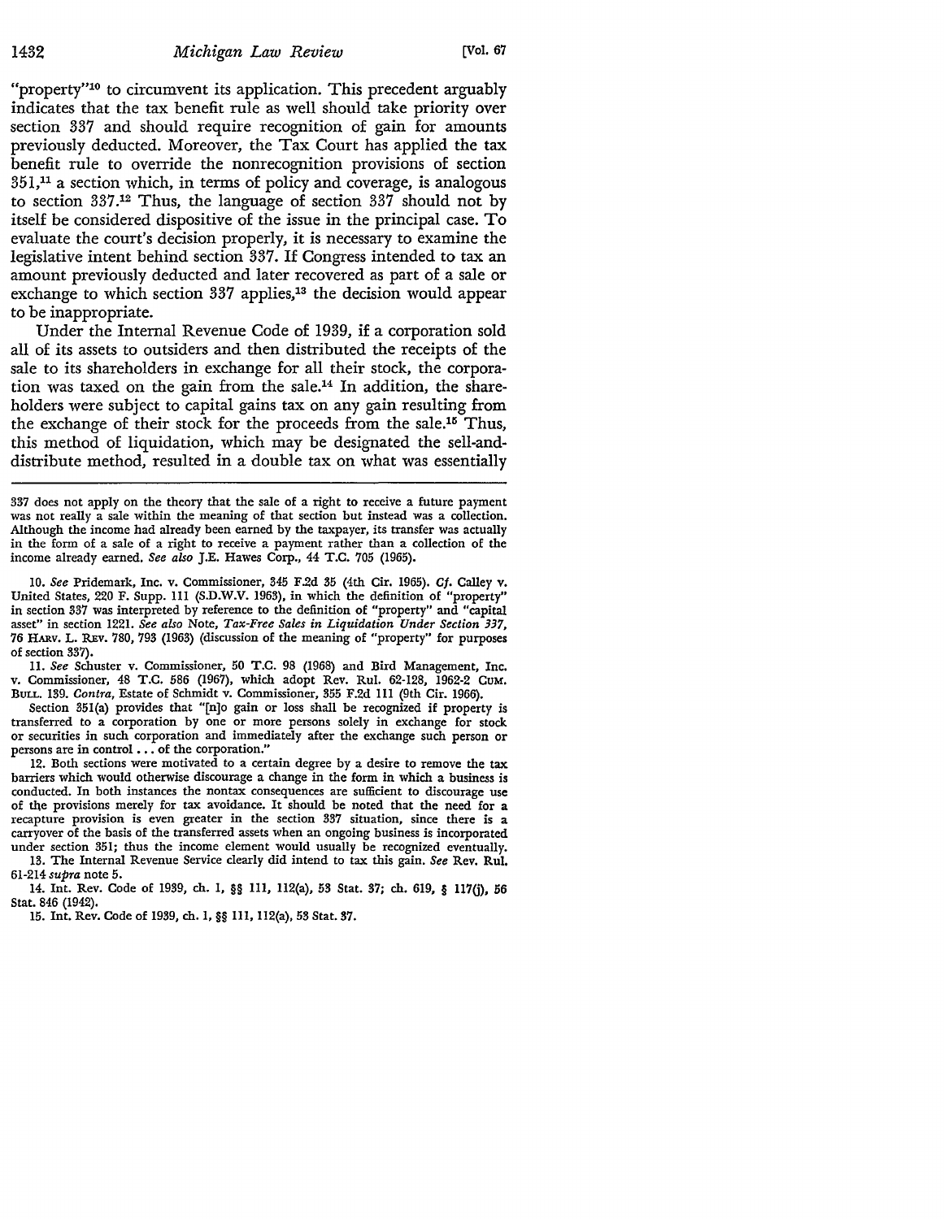"property"[10] to circumvent its application. This precedent arguably indicates that the tax benefit rule as well should take priority over section 337 and should require recognition of gain for amounts previously deducted. Moreover, the Tax Court has applied the tax benefit rule to override the nonrecognition provisions of section 351,[11] a section which, in terms of policy and coverage, is analogous to section 337.[12] Thus, the language of section 337 should not by itself be considered dispositive of the issue in the principal case. To evaluate the court's decision properly, it is necessary to examine the legislative intent behind section 337. If Congress intended to tax an amount previously deducted and later recovered as part of a sale or exchange to which section 337 applies,[13] the decision would appear to be inappropriate.

Under the Internal Revenue Code of 1939, if a corporation sold all of its assets to outsiders and then distributed the receipts of the sale to its shareholders in exchange for all their stock, the corporation was taxed on the gain from the sale.[14] In addition, the shareholders were subject to capital gains tax on any gain resulting from the exchange of their stock for the proceeds from the sale.[15] Thus, this method of liquidation, which may be designated the sell-and-distribute method, resulted in a double tax on what was essentially

---

337 does not apply on the theory that the sale of a right to receive a future payment was not really a sale within the meaning of that section but instead was a collection. Although the income had already been earned by the taxpayer, its transfer was actually in the form of a sale of a right to receive a payment rather than a collection of the income already earned. *See also* J.E. Hawes Corp., 44 T.C. 705 (1965).

10. *See* Pridemark, Inc. v. Commissioner, 345 F.2d 35 (4th Cir. 1965). *Cf.* Calley v. United States, 220 F. Supp. 111 (S.D.W.V. 1963), in which the definition of "property" in section 337 was interpreted by reference to the definition of "property" and "capital asset" in section 1221. *See also* Note, *Tax-Free Sales in Liquidation Under Section 337*, 76 HARV. L. REV. 780, 793 (1963) (discussion of the meaning of "property" for purposes of section 337).

11. *See* Schuster v. Commissioner, 50 T.C. 98 (1968) and Bird Management, Inc. v. Commissioner, 48 T.C. 586 (1967), which adopt Rev. Rul. 62-128, 1962-2 CUM. BULL. 139. *Contra*, Estate of Schmidt v. Commissioner, 355 F.2d 111 (9th Cir. 1966).

Section 351(a) provides that "[n]o gain or loss shall be recognized if property is transferred to a corporation by one or more persons solely in exchange for stock or securities in such corporation and immediately after the exchange such person or persons are in control . . . of the corporation."

12. Both sections were motivated to a certain degree by a desire to remove the tax barriers which would otherwise discourage a change in the form in which a business is conducted. In both instances the nontax consequences are sufficient to discourage use of the provisions merely for tax avoidance. It should be noted that the need for a recapture provision is even greater in the section 337 situation, since there is a carryover of the basis of the transferred assets when an ongoing business is incorporated under section 351; thus the income element would usually be recognized eventually.

13. The Internal Revenue Service clearly did intend to tax this gain. *See* Rev. Rul. 61-214 *supra* note 5.

14. Int. Rev. Code of 1939, ch. 1, §§ 111, 112(a), 53 Stat. 37; ch. 619, § 117(j), 56 Stat. 846 (1942).

15. Int. Rev. Code of 1939, ch. 1, §§ 111, 112(a), 53 Stat. 37.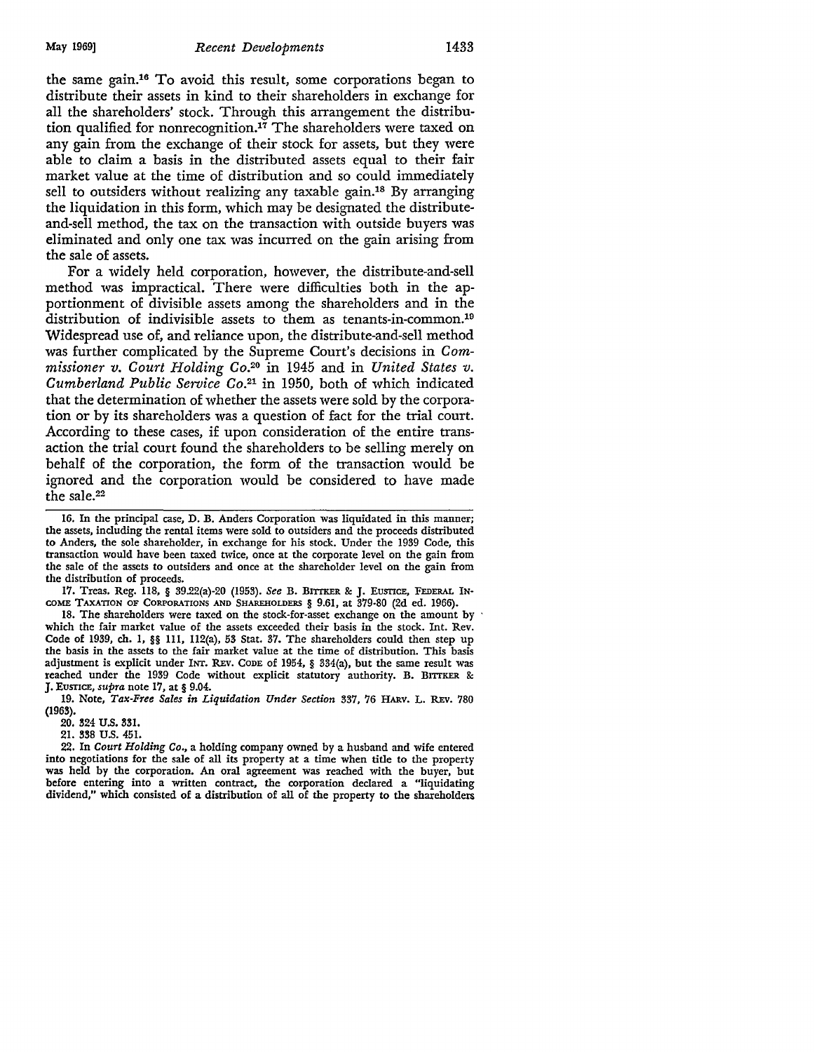the same gain.[16] To avoid this result, some corporations began to distribute their assets in kind to their shareholders in exchange for all the shareholders' stock. Through this arrangement the distribution qualified for nonrecognition.[17] The shareholders were taxed on any gain from the exchange of their stock for assets, but they were able to claim a basis in the distributed assets equal to their fair market value at the time of distribution and so could immediately sell to outsiders without realizing any taxable gain.[18] By arranging the liquidation in this form, which may be designated the distribute-and-sell method, the tax on the transaction with outside buyers was eliminated and only one tax was incurred on the gain arising from the sale of assets.

For a widely held corporation, however, the distribute-and-sell method was impractical. There were difficulties both in the apportionment of divisible assets among the shareholders and in the distribution of indivisible assets to them as tenants-in-common.[19] Widespread use of, and reliance upon, the distribute-and-sell method was further complicated by the Supreme Court's decisions in *Commissioner v. Court Holding Co.*[20] in 1945 and in *United States v. Cumberland Public Service Co.*[21] in 1950, both of which indicated that the determination of whether the assets were sold by the corporation or by its shareholders was a question of fact for the trial court. According to these cases, if upon consideration of the entire transaction the trial court found the shareholders to be selling merely on behalf of the corporation, the form of the transaction would be ignored and the corporation would be considered to have made the sale.[22]

---

16. In the principal case, D. B. Anders Corporation was liquidated in this manner; the assets, including the rental items were sold to outsiders and the proceeds distributed to Anders, the sole shareholder, in exchange for his stock. Under the 1939 Code, this transaction would have been taxed twice, once at the corporate level on the gain from the sale of the assets to outsiders and once at the shareholder level on the gain from the distribution of proceeds.

17. Treas. Reg. 118, § 39.22(a)-20 (1953). *See* B. BITTKER & J. EUSTICE, FEDERAL INCOME TAXATION OF CORPORATIONS AND SHAREHOLDERS § 9.61, at 379-80 (2d ed. 1966).

18. The shareholders were taxed on the stock-for-asset exchange on the amount by which the fair market value of the assets exceeded their basis in the stock. Int. Rev. Code of 1939, ch. 1, §§ 111, 112(a), 53 Stat. 37. The shareholders could then step up the basis in the assets to the fair market value at the time of distribution. This basis adjustment is explicit under INT. REV. CODE of 1954, § 334(a), but the same result was reached under the 1939 Code without explicit statutory authority. B. BITTKER & J. EUSTICE, *supra* note 17, at § 9.04.

19. Note, *Tax-Free Sales in Liquidation Under Section 337*, 76 HARV. L. REV. 780 (1963).

20. 324 U.S. 331.

21. 338 U.S. 451.

22. In *Court Holding Co.*, a holding company owned by a husband and wife entered into negotiations for the sale of all its property at a time when title to the property was held by the corporation. An oral agreement was reached with the buyer, but before entering into a written contract, the corporation declared a "liquidating dividend," which consisted of a distribution of all of the property to the shareholders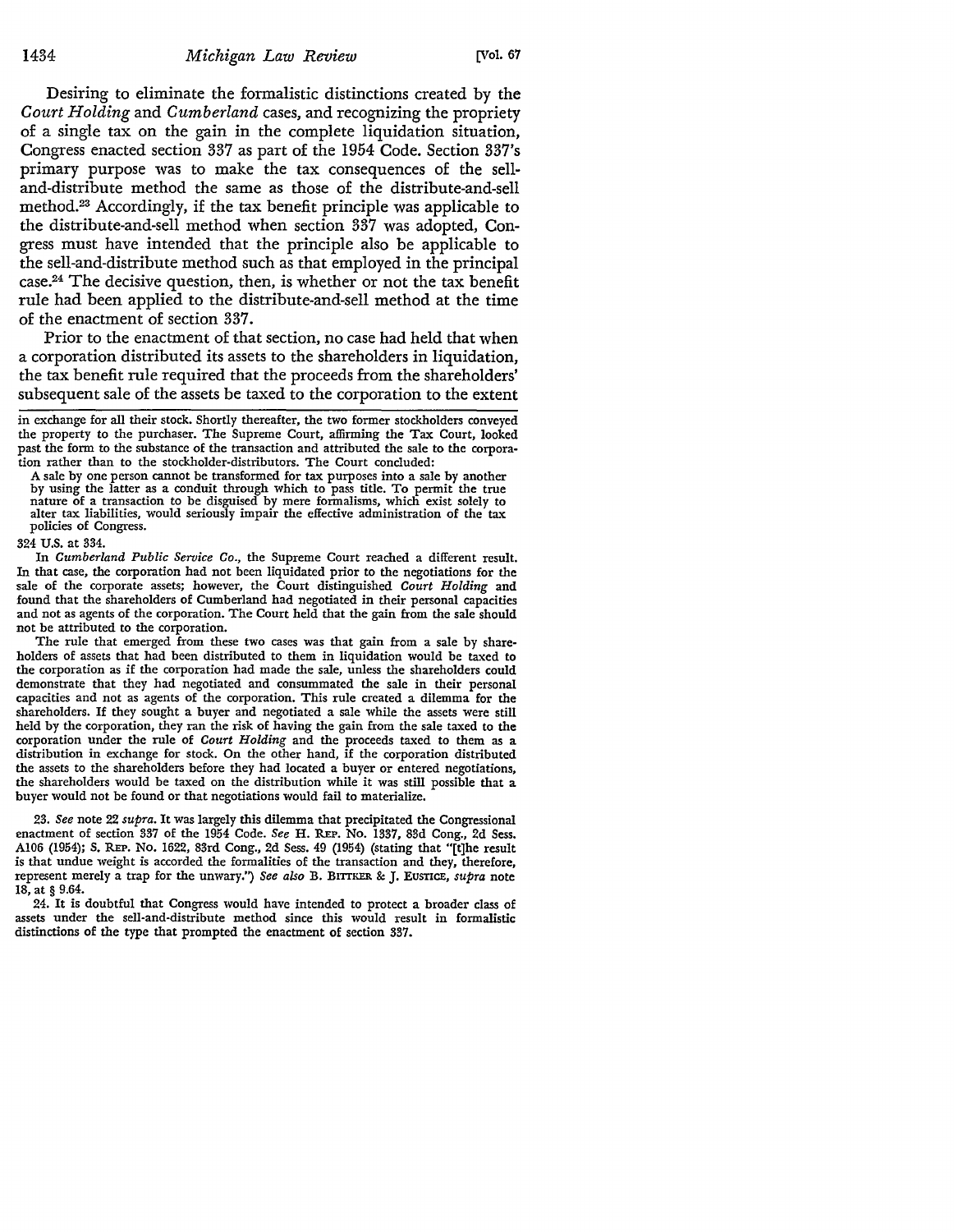Desiring to eliminate the formalistic distinctions created by the *Court Holding* and *Cumberland* cases, and recognizing the propriety of a single tax on the gain in the complete liquidation situation, Congress enacted section 337 as part of the 1954 Code. Section 337's primary purpose was to make the tax consequences of the sell-and-distribute method the same as those of the distribute-and-sell method.[23] Accordingly, if the tax benefit principle was applicable to the distribute-and-sell method when section 337 was adopted, Congress must have intended that the principle also be applicable to the sell-and-distribute method such as that employed in the principal case.[24] The decisive question, then, is whether or not the tax benefit rule had been applied to the distribute-and-sell method at the time of the enactment of section 337.

Prior to the enactment of that section, no case had held that when a corporation distributed its assets to the shareholders in liquidation, the tax benefit rule required that the proceeds from the shareholders' subsequent sale of the assets be taxed to the corporation to the extent

---

in exchange for all their stock. Shortly thereafter, the two former stockholders conveyed the property to the purchaser. The Supreme Court, affirming the Tax Court, looked past the form to the substance of the transaction and attributed the sale to the corporation rather than to the stockholder-distributors. The Court concluded:

> A sale by one person cannot be transformed for tax purposes into a sale by another by using the latter as a conduit through which to pass title. To permit the true nature of a transaction to be disguised by mere formalisms, which exist solely to alter tax liabilities, would seriously impair the effective administration of the tax policies of Congress.

324 U.S. at 334.

In *Cumberland Public Service Co.*, the Supreme Court reached a different result. In that case, the corporation had not been liquidated prior to the negotiations for the sale of the corporate assets; however, the Court distinguished *Court Holding* and found that the shareholders of Cumberland had negotiated in their personal capacities and not as agents of the corporation. The Court held that the gain from the sale should not be attributed to the corporation.

The rule that emerged from these two cases was that gain from a sale by shareholders of assets that had been distributed to them in liquidation would be taxed to the corporation as if the corporation had made the sale, unless the shareholders could demonstrate that they had negotiated and consummated the sale in their personal capacities and not as agents of the corporation. This rule created a dilemma for the shareholders. If they sought a buyer and negotiated a sale while the assets were still held by the corporation, they ran the risk of having the gain from the sale taxed to the corporation under the rule of *Court Holding* and the proceeds taxed to them as a distribution in exchange for stock. On the other hand, if the corporation distributed the assets to the shareholders before they had located a buyer or entered negotiations, the shareholders would be taxed on the distribution while it was still possible that a buyer would not be found or that negotiations would fail to materialize.

23. *See* note 22 *supra*. It was largely this dilemma that precipitated the Congressional enactment of section 337 of the 1954 Code. *See* H. REP. No. 1337, 83d Cong., 2d Sess. A106 (1954); S. REP. No. 1622, 83rd Cong., 2d Sess. 49 (1954) (stating that "[t]he result is that undue weight is accorded the formalities of the transaction and they, therefore, represent merely a trap for the unwary.") *See also* B. BITTKER & J. EUSTICE, *supra* note 18, at § 9.64.

24. It is doubtful that Congress would have intended to protect a broader class of assets under the sell-and-distribute method since this would result in formalistic distinctions of the type that prompted the enactment of section 337.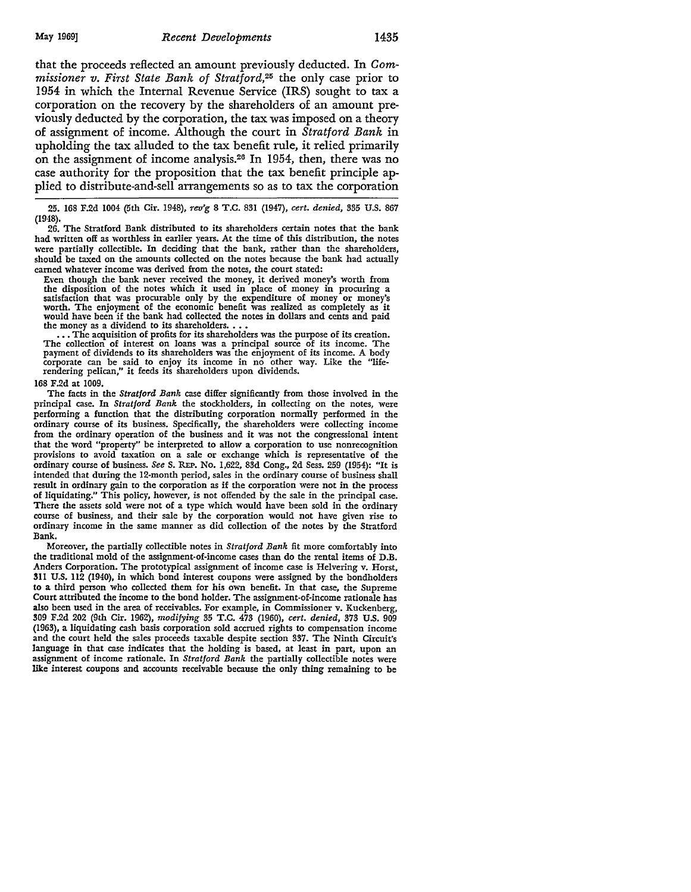that the proceeds reflected an amount previously deducted. In *Commissioner v. First State Bank of Stratford*,[25] the only case prior to 1954 in which the Internal Revenue Service (IRS) sought to tax a corporation on the recovery by the shareholders of an amount previously deducted by the corporation, the tax was imposed on a theory of assignment of income. Although the court in *Stratford Bank* in upholding the tax alluded to the tax benefit rule, it relied primarily on the assignment of income analysis.[26] In 1954, then, there was no case authority for the proposition that the tax benefit principle applied to distribute-and-sell arrangements so as to tax the corporation

---

25. 168 F.2d 1004 (5th Cir. 1948), *rev'g* 8 T.C. 831 (1947), *cert. denied*, 335 U.S. 867 (1948).

26. The Stratford Bank distributed to its shareholders certain notes that the bank had written off as worthless in earlier years. At the time of this distribution, the notes were partially collectible. In deciding that the bank, rather than the shareholders, should be taxed on the amounts collected on the notes because the bank had actually earned whatever income was derived from the notes, the court stated:

> Even though the bank never received the money, it derived money's worth from the disposition of the notes which it used in place of money in procuring a satisfaction that was procurable only by the expenditure of money or money's worth. The enjoyment of the economic benefit was realized as completely as it would have been if the bank had collected the notes in dollars and cents and paid the money as a dividend to its shareholders. . . .
>
> . . . The acquisition of profits for its shareholders was the purpose of its creation. The collection of interest on loans was a principal source of its income. The payment of dividends to its shareholders was the enjoyment of its income. A body corporate can be said to enjoy its income in no other way. Like the "life-rendering pelican," it feeds its shareholders upon dividends.

168 F.2d at 1009.

The facts in the *Stratford Bank* case differ significantly from those involved in the principal case. In *Stratford Bank* the stockholders, in collecting on the notes, were performing a function that the distributing corporation normally performed in the ordinary course of its business. Specifically, the shareholders were collecting income from the ordinary operation of the business and it was not the congressional intent that the word "property" be interpreted to allow a corporation to use nonrecognition provisions to avoid taxation on a sale or exchange which is representative of the ordinary course of business. *See* S. REP. No. 1,622, 83d Cong., 2d Sess. 259 (1954): "It is intended that during the 12-month period, sales in the ordinary course of business shall result in ordinary gain to the corporation as if the corporation were not in the process of liquidating." This policy, however, is not offended by the sale in the principal case. There the assets sold were not of a type which would have been sold in the ordinary course of business, and their sale by the corporation would not have given rise to ordinary income in the same manner as did collection of the notes by the Stratford Bank.

Moreover, the partially collectible notes in *Stratford Bank* fit more comfortably into the traditional mold of the assignment-of-income cases than do the rental items of D.B. Anders Corporation. The prototypical assignment of income case is Helvering v. Horst, 311 U.S. 112 (1940), in which bond interest coupons were assigned by the bondholders to a third person who collected them for his own benefit. In that case, the Supreme Court attributed the income to the bond holder. The assignment-of-income rationale has also been used in the area of receivables. For example, in Commissioner v. Kuckenberg, 309 F.2d 202 (9th Cir. 1962), *modifying* 35 T.C. 473 (1960), *cert. denied*, 373 U.S. 909 (1963), a liquidating cash basis corporation sold accrued rights to compensation income and the court held the sales proceeds taxable despite section 337. The Ninth Circuit's language in that case indicates that the holding is based, at least in part, upon an assignment of income rationale. In *Stratford Bank* the partially collectible notes were like interest coupons and accounts receivable because the only thing remaining to be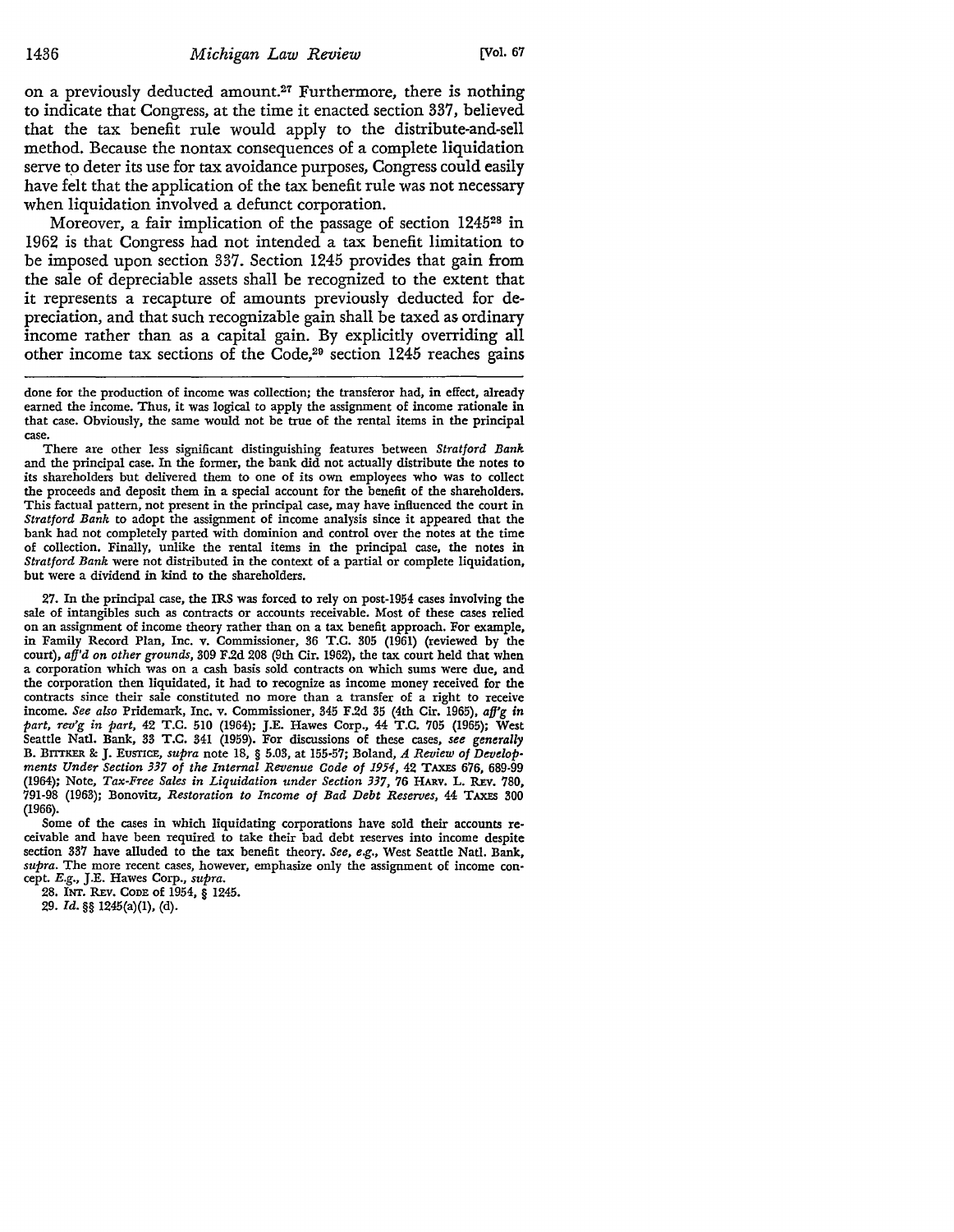on a previously deducted amount.[27] Furthermore, there is nothing to indicate that Congress, at the time it enacted section 337, believed that the tax benefit rule would apply to the distribute-and-sell method. Because the nontax consequences of a complete liquidation serve to deter its use for tax avoidance purposes, Congress could easily have felt that the application of the tax benefit rule was not necessary when liquidation involved a defunct corporation.

Moreover, a fair implication of the passage of section 1245[28] in 1962 is that Congress had not intended a tax benefit limitation to be imposed upon section 337. Section 1245 provides that gain from the sale of depreciable assets shall be recognized to the extent that it represents a recapture of amounts previously deducted for depreciation, and that such recognizable gain shall be taxed as ordinary income rather than as a capital gain. By explicitly overriding all other income tax sections of the Code,[29] section 1245 reaches gains

---

done for the production of income was collection; the transferor had, in effect, already earned the income. Thus, it was logical to apply the assignment of income rationale in that case. Obviously, the same would not be true of the rental items in the principal case.

There are other less significant distinguishing features between *Stratford Bank* and the principal case. In the former, the bank did not actually distribute the notes to its shareholders but delivered them to one of its own employees who was to collect the proceeds and deposit them in a special account for the benefit of the shareholders. This factual pattern, not present in the principal case, may have influenced the court in *Stratford Bank* to adopt the assignment of income analysis since it appeared that the bank had not completely parted with dominion and control over the notes at the time of collection. Finally, unlike the rental items in the principal case, the notes in *Stratford Bank* were not distributed in the context of a partial or complete liquidation, but were a dividend in kind to the shareholders.

27. In the principal case, the IRS was forced to rely on post-1954 cases involving the sale of intangibles such as contracts or accounts receivable. Most of these cases relied on an assignment of income theory rather than on a tax benefit approach. For example, in Family Record Plan, Inc. v. Commissioner, 36 T.C. 305 (1961) (reviewed by the court), *aff'd on other grounds*, 309 F.2d 208 (9th Cir. 1962), the tax court held that when a corporation which was on a cash basis sold contracts on which sums were due, and the corporation then liquidated, it had to recognize as income money received for the contracts since their sale constituted no more than a transfer of a right to receive income. *See also* Pridemark, Inc. v. Commissioner, 345 F.2d 35 (4th Cir. 1965), *aff'g in part, rev'g in part*, 42 T.C. 510 (1964); J.E. Hawes Corp., 44 T.C. 705 (1965); West Seattle Natl. Bank, 33 T.C. 341 (1959). For discussions of these cases, *see generally* B. BITTKER & J. EUSTICE, *supra* note 18, § 5.03, at 155-57; Boland, *A Review of Developments Under Section 337 of the Internal Revenue Code of 1954*, 42 TAXES 676, 689-99 (1964); Note, *Tax-Free Sales in Liquidation under Section 337*, 76 HARV. L. REV. 780, 791-98 (1963); Bonovitz, *Restoration to Income of Bad Debt Reserves*, 44 TAXES 300 (1966).

Some of the cases in which liquidating corporations have sold their accounts receivable and have been required to take their bad debt reserves into income despite section 337 have alluded to the tax benefit theory. *See, e.g.*, West Seattle Natl. Bank, *supra*. The more recent cases, however, emphasize only the assignment of income concept. *E.g.*, J.E. Hawes Corp., *supra*.

28. INT. REV. CODE of 1954, § 1245.

29. *Id.* §§ 1245(a)(1), (d).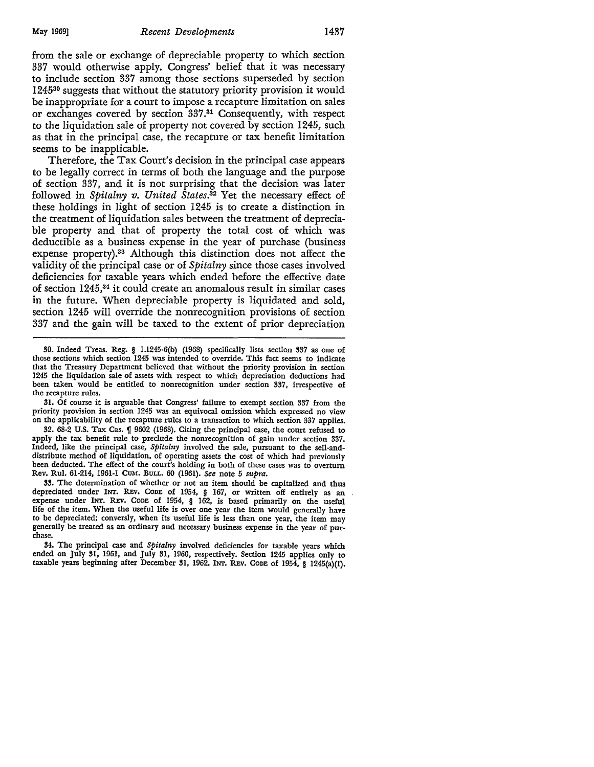from the sale or exchange of depreciable property to which section 337 would otherwise apply. Congress' belief that it was necessary to include section 337 among those sections superseded by section 1245[30] suggests that without the statutory priority provision it would be inappropriate for a court to impose a recapture limitation on sales or exchanges covered by section 337.[31] Consequently, with respect to the liquidation sale of property not covered by section 1245, such as that in the principal case, the recapture or tax benefit limitation seems to be inapplicable.

Therefore, the Tax Court's decision in the principal case appears to be legally correct in terms of both the language and the purpose of section 337, and it is not surprising that the decision was later followed in *Spitalny v. United States*.[32] Yet the necessary effect of these holdings in light of section 1245 is to create a distinction in the treatment of liquidation sales between the treatment of depreciable property and that of property the total cost of which was deductible as a business expense in the year of purchase (business expense property).[33] Although this distinction does not affect the validity of the principal case or of *Spitalny* since those cases involved deficiencies for taxable years which ended before the effective date of section 1245,[34] it could create an anomalous result in similar cases in the future. When depreciable property is liquidated and sold, section 1245 will override the nonrecognition provisions of section 337 and the gain will be taxed to the extent of prior depreciation

---

30. Indeed Treas. Reg. § 1.1245-6(b) (1968) specifically lists section 337 as one of those sections which section 1245 was intended to override. This fact seems to indicate that the Treasury Department believed that without the priority provision in section 1245 the liquidation sale of assets with respect to which depreciation deductions had been taken would be entitled to nonrecognition under section 337, irrespective of the recapture rules.

31. Of course it is arguable that Congress' failure to exempt section 337 from the priority provision in section 1245 was an equivocal omission which expressed no view on the applicability of the recapture rules to a transaction to which section 337 applies.

32. 68-2 U.S. Tax Cas. ¶ 9602 (1968). Citing the principal case, the court refused to apply the tax benefit rule to preclude the nonrecognition of gain under section 337. Indeed, like the principal case, *Spitalny* involved the sale, pursuant to the sell-and-distribute method of liquidation, of operating assets the cost of which had previously been deducted. The effect of the court's holding in both of these cases was to overturn Rev. Rul. 61-214, 1961-1 CUM. BULL. 60 (1961). *See* note 5 *supra*.

33. The determination of whether or not an item should be capitalized and thus depreciated under INT. REV. CODE of 1954, § 167, or written off entirely as an expense under INT. REV. CODE of 1954, § 162, is based primarily on the useful life of the item. When the useful life is over one year the item would generally have to be depreciated; conversely, when its useful life is less than one year, the item may generally be treated as an ordinary and necessary business expense in the year of purchase.

34. The principal case and *Spitalny* involved deficiencies for taxable years which ended on July 31, 1961, and July 31, 1960, respectively. Section 1245 applies only to taxable years beginning after December 31, 1962. INT. REV. CODE of 1954, § 1245(a)(1).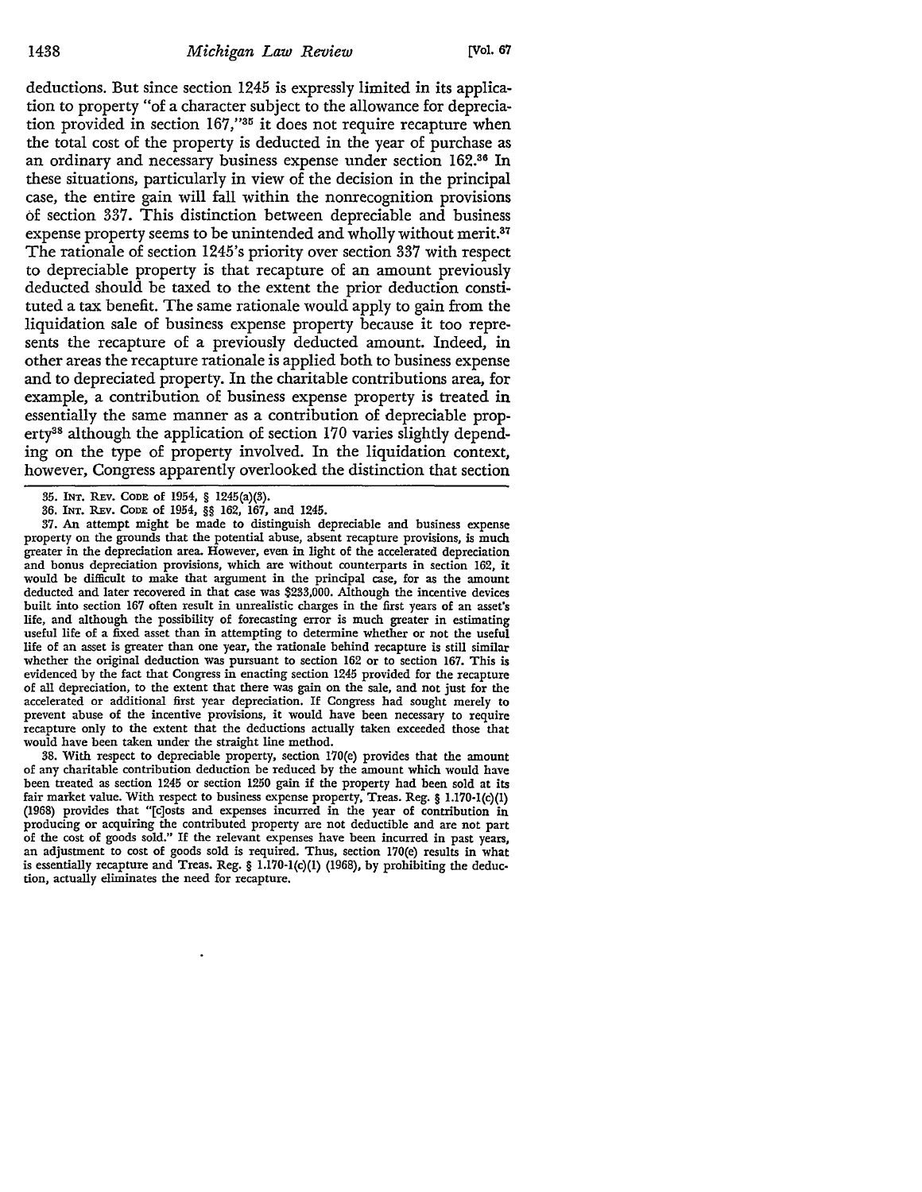deductions. But since section 1245 is expressly limited in its application to property "of a character subject to the allowance for depreciation provided in section 167,"[35] it does not require recapture when the total cost of the property is deducted in the year of purchase as an ordinary and necessary business expense under section 162.[36] In these situations, particularly in view of the decision in the principal case, the entire gain will fall within the nonrecognition provisions of section 337. This distinction between depreciable and business expense property seems to be unintended and wholly without merit.[37] The rationale of section 1245's priority over section 337 with respect to depreciable property is that recapture of an amount previously deducted should be taxed to the extent the prior deduction constituted a tax benefit. The same rationale would apply to gain from the liquidation sale of business expense property because it too represents the recapture of a previously deducted amount. Indeed, in other areas the recapture rationale is applied both to business expense and to depreciated property. In the charitable contributions area, for example, a contribution of business expense property is treated in essentially the same manner as a contribution of depreciable property[38] although the application of section 170 varies slightly depending on the type of property involved. In the liquidation context, however, Congress apparently overlooked the distinction that section

35. INT. REV. CODE of 1954, § 1245(a)(3).

36. INT. REV. CODE of 1954, §§ 162, 167, and 1245.

37. An attempt might be made to distinguish depreciable and business expense property on the grounds that the potential abuse, absent recapture provisions, is much greater in the depreciation area. However, even in light of the accelerated depreciation and bonus depreciation provisions, which are without counterparts in section 162, it would be difficult to make that argument in the principal case, for as the amount deducted and later recovered in that case was $233,000. Although the incentive devices built into section 167 often result in unrealistic charges in the first years of an asset's life, and although the possibility of forecasting error is much greater in estimating useful life of a fixed asset than in attempting to determine whether or not the useful life of an asset is greater than one year, the rationale behind recapture is still similar whether the original deduction was pursuant to section 162 or to section 167. This is evidenced by the fact that Congress in enacting section 1245 provided for the recapture of all depreciation, to the extent that there was gain on the sale, and not just for the accelerated or additional first year depreciation. If Congress had sought merely to prevent abuse of the incentive provisions, it would have been necessary to require recapture only to the extent that the deductions actually taken exceeded those that would have been taken under the straight line method.

38. With respect to depreciable property, section 170(e) provides that the amount of any charitable contribution deduction be reduced by the amount which would have been treated as section 1245 or section 1250 gain if the property had been sold at its fair market value. With respect to business expense property, Treas. Reg. § 1.170-1(c)(1) (1968) provides that "[c]osts and expenses incurred in the year of contribution in producing or acquiring the contributed property are not deductible and are not part of the cost of goods sold." If the relevant expenses have been incurred in past years, an adjustment to cost of goods sold is required. Thus, section 170(e) results in what is essentially recapture and Treas. Reg. § 1.170-1(c)(1) (1968), by prohibiting the deduction, actually eliminates the need for recapture.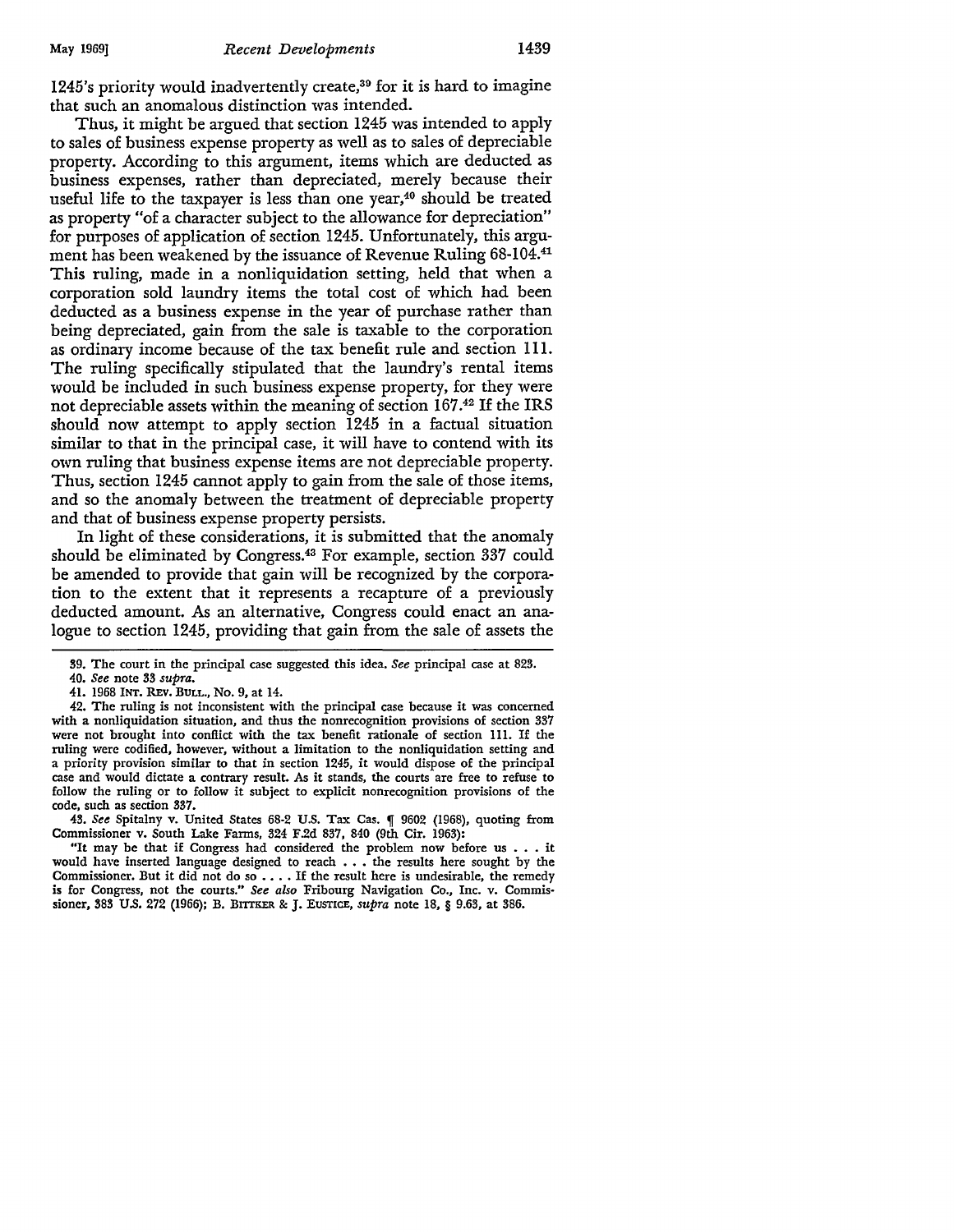1245's priority would inadvertently create,[39] for it is hard to imagine that such an anomalous distinction was intended.

Thus, it might be argued that section 1245 was intended to apply to sales of business expense property as well as to sales of depreciable property. According to this argument, items which are deducted as business expenses, rather than depreciated, merely because their useful life to the taxpayer is less than one year,[40] should be treated as property "of a character subject to the allowance for depreciation" for purposes of application of section 1245. Unfortunately, this argument has been weakened by the issuance of Revenue Ruling 68-104.[41] This ruling, made in a nonliquidation setting, held that when a corporation sold laundry items the total cost of which had been deducted as a business expense in the year of purchase rather than being depreciated, gain from the sale is taxable to the corporation as ordinary income because of the tax benefit rule and section 111. The ruling specifically stipulated that the laundry's rental items would be included in such business expense property, for they were not depreciable assets within the meaning of section 167.[42] If the IRS should now attempt to apply section 1245 in a factual situation similar to that in the principal case, it will have to contend with its own ruling that business expense items are not depreciable property. Thus, section 1245 cannot apply to gain from the sale of those items, and so the anomaly between the treatment of depreciable property and that of business expense property persists.

In light of these considerations, it is submitted that the anomaly should be eliminated by Congress.[43] For example, section 337 could be amended to provide that gain will be recognized by the corporation to the extent that it represents a recapture of a previously deducted amount. As an alternative, Congress could enact an analogue to section 1245, providing that gain from the sale of assets the

---

39. The court in the principal case suggested this idea. *See* principal case at 823.

40. *See* note 33 *supra*.

41. 1968 INT. REV. BULL., No. 9, at 14.

42. The ruling is not inconsistent with the principal case because it was concerned with a nonliquidation situation, and thus the nonrecognition provisions of section 337 were not brought into conflict with the tax benefit rationale of section 111. If the ruling were codified, however, without a limitation to the nonliquidation setting and a priority provision similar to that in section 1245, it would dispose of the principal case and would dictate a contrary result. As it stands, the courts are free to refuse to follow the ruling or to follow it subject to explicit nonrecognition provisions of the code, such as section 337.

43. *See* Spitalny v. United States 68-2 U.S. Tax Cas. ¶ 9602 (1968), quoting from Commissioner v. South Lake Farms, 324 F.2d 837, 840 (9th Cir. 1963):

"It may be that if Congress had considered the problem now before us . . . it would have inserted language designed to reach . . . the results here sought by the Commissioner. But it did not do so . . . . If the result here is undesirable, the remedy is for Congress, not the courts." *See also* Fribourg Navigation Co., Inc. v. Commissioner, 383 U.S. 272 (1966); B. BITTKER & J. EUSTICE, *supra* note 18, § 9.63, at 386.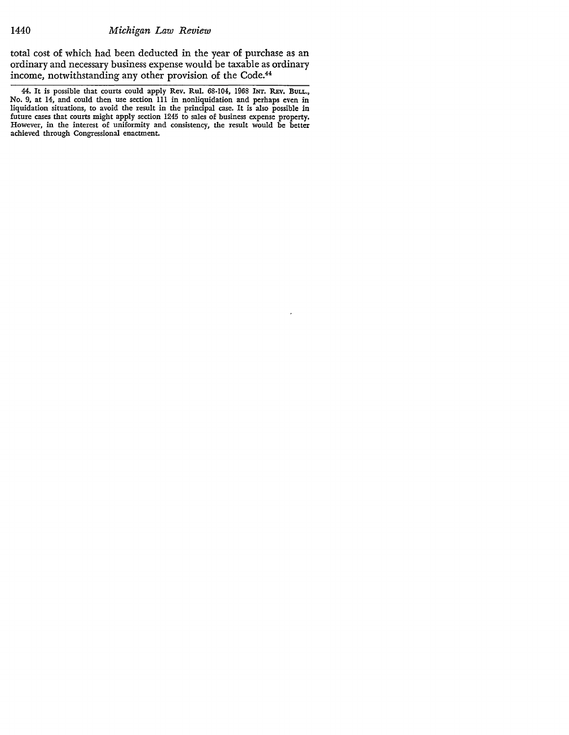total cost of which had been deducted in the year of purchase as an ordinary and necessary business expense would be taxable as ordinary income, notwithstanding any other provision of the Code.[44]

---

44. It is possible that courts could apply Rev. Rul. 68-104, 1968 INT. REV. BULL., No. 9, at 14, and could then use section 111 in nonliquidation and perhaps even in liquidation situations, to avoid the result in the principal case. It is also possible in future cases that courts might apply section 1245 to sales of business expense property. However, in the interest of uniformity and consistency, the result would be better achieved through Congressional enactment.